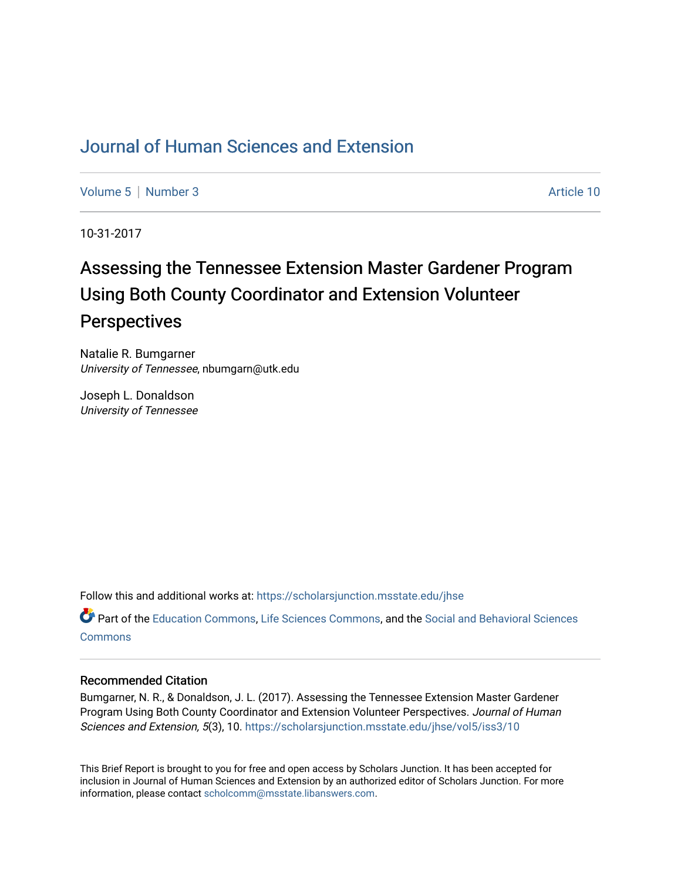# Journal of Human Sciences and Extension

Volume 5 | Number 3 Article 10

10-31-2017

## Assessing the Tennessee Extension Master Gardener Program Using Both County Coordinator and Extension Volunteer Perspectives

Natalie R. Bumgarner
*University of Tennessee*, nbumgarn@utk.edu

Joseph L. Donaldson
*University of Tennessee*

Follow this and additional works at: https://scholarsjunction.msstate.edu/jhse

Part of the Education Commons, Life Sciences Commons, and the Social and Behavioral Sciences Commons

### Recommended Citation

Bumgarner, N. R., & Donaldson, J. L. (2017). Assessing the Tennessee Extension Master Gardener Program Using Both County Coordinator and Extension Volunteer Perspectives. *Journal of Human Sciences and Extension, 5*(3), 10. https://scholarsjunction.msstate.edu/jhse/vol5/iss3/10

This Brief Report is brought to you for free and open access by Scholars Junction. It has been accepted for inclusion in Journal of Human Sciences and Extension by an authorized editor of Scholars Junction. For more information, please contact scholcomm@msstate.libanswers.com.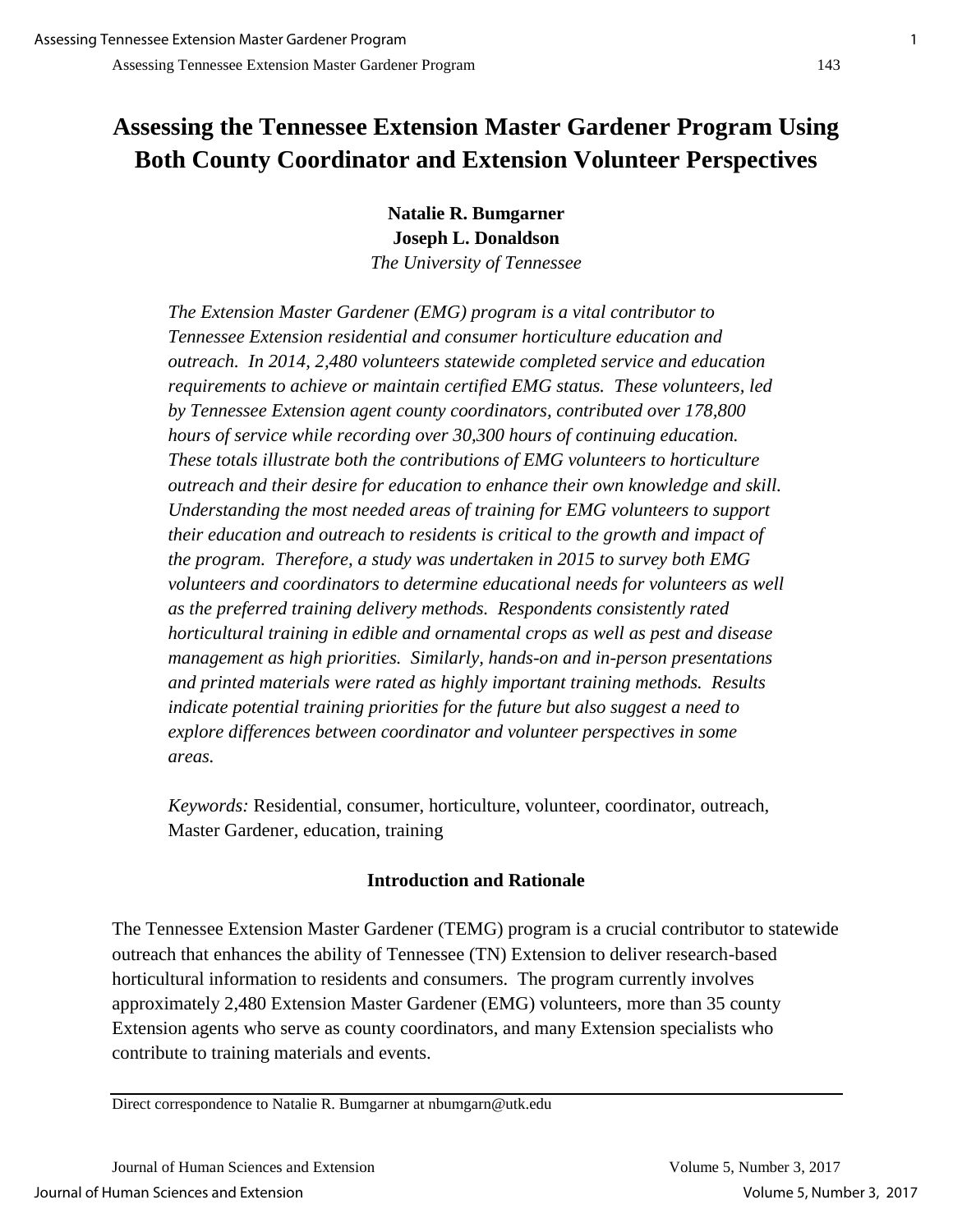# Assessing the Tennessee Extension Master Gardener Program Using Both County Coordinator and Extension Volunteer Perspectives

**Natalie R. Bumgarner**
**Joseph L. Donaldson**
*The University of Tennessee*

*The Extension Master Gardener (EMG) program is a vital contributor to Tennessee Extension residential and consumer horticulture education and outreach. In 2014, 2,480 volunteers statewide completed service and education requirements to achieve or maintain certified EMG status. These volunteers, led by Tennessee Extension agent county coordinators, contributed over 178,800 hours of service while recording over 30,300 hours of continuing education. These totals illustrate both the contributions of EMG volunteers to horticulture outreach and their desire for education to enhance their own knowledge and skill. Understanding the most needed areas of training for EMG volunteers to support their education and outreach to residents is critical to the growth and impact of the program. Therefore, a study was undertaken in 2015 to survey both EMG volunteers and coordinators to determine educational needs for volunteers as well as the preferred training delivery methods. Respondents consistently rated horticultural training in edible and ornamental crops as well as pest and disease management as high priorities. Similarly, hands-on and in-person presentations and printed materials were rated as highly important training methods. Results indicate potential training priorities for the future but also suggest a need to explore differences between coordinator and volunteer perspectives in some areas.*

*Keywords:* Residential, consumer, horticulture, volunteer, coordinator, outreach, Master Gardener, education, training

## Introduction and Rationale

The Tennessee Extension Master Gardener (TEMG) program is a crucial contributor to statewide outreach that enhances the ability of Tennessee (TN) Extension to deliver research-based horticultural information to residents and consumers. The program currently involves approximately 2,480 Extension Master Gardener (EMG) volunteers, more than 35 county Extension agents who serve as county coordinators, and many Extension specialists who contribute to training materials and events.

Direct correspondence to Natalie R. Bumgarner at nbumgarn@utk.edu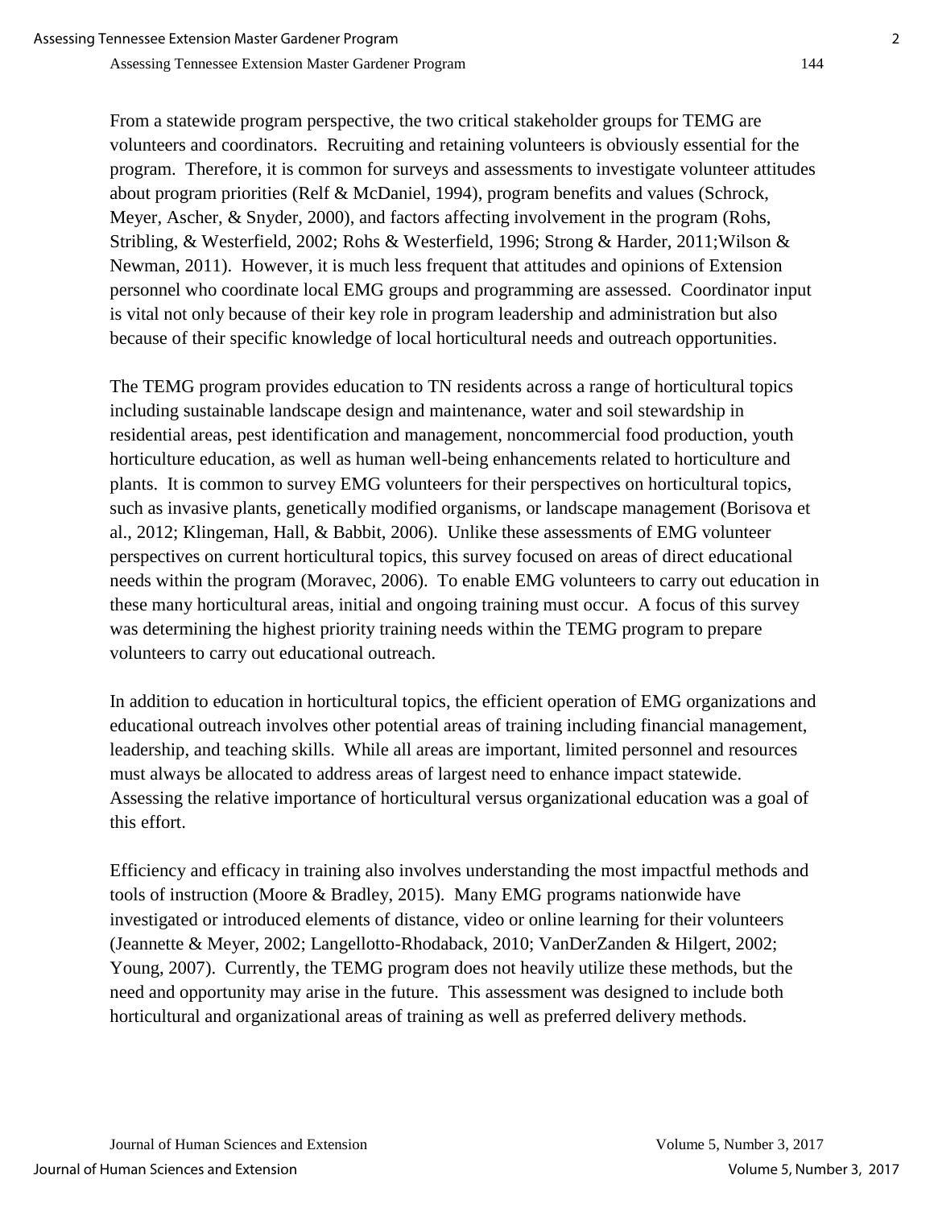From a statewide program perspective, the two critical stakeholder groups for TEMG are volunteers and coordinators. Recruiting and retaining volunteers is obviously essential for the program. Therefore, it is common for surveys and assessments to investigate volunteer attitudes about program priorities (Relf & McDaniel, 1994), program benefits and values (Schrock, Meyer, Ascher, & Snyder, 2000), and factors affecting involvement in the program (Rohs, Stribling, & Westerfield, 2002; Rohs & Westerfield, 1996; Strong & Harder, 2011;Wilson & Newman, 2011). However, it is much less frequent that attitudes and opinions of Extension personnel who coordinate local EMG groups and programming are assessed. Coordinator input is vital not only because of their key role in program leadership and administration but also because of their specific knowledge of local horticultural needs and outreach opportunities.

The TEMG program provides education to TN residents across a range of horticultural topics including sustainable landscape design and maintenance, water and soil stewardship in residential areas, pest identification and management, noncommercial food production, youth horticulture education, as well as human well-being enhancements related to horticulture and plants. It is common to survey EMG volunteers for their perspectives on horticultural topics, such as invasive plants, genetically modified organisms, or landscape management (Borisova et al., 2012; Klingeman, Hall, & Babbit, 2006). Unlike these assessments of EMG volunteer perspectives on current horticultural topics, this survey focused on areas of direct educational needs within the program (Moravec, 2006). To enable EMG volunteers to carry out education in these many horticultural areas, initial and ongoing training must occur. A focus of this survey was determining the highest priority training needs within the TEMG program to prepare volunteers to carry out educational outreach.

In addition to education in horticultural topics, the efficient operation of EMG organizations and educational outreach involves other potential areas of training including financial management, leadership, and teaching skills. While all areas are important, limited personnel and resources must always be allocated to address areas of largest need to enhance impact statewide. Assessing the relative importance of horticultural versus organizational education was a goal of this effort.

Efficiency and efficacy in training also involves understanding the most impactful methods and tools of instruction (Moore & Bradley, 2015). Many EMG programs nationwide have investigated or introduced elements of distance, video or online learning for their volunteers (Jeannette & Meyer, 2002; Langellotto-Rhodaback, 2010; VanDerZanden & Hilgert, 2002; Young, 2007). Currently, the TEMG program does not heavily utilize these methods, but the need and opportunity may arise in the future. This assessment was designed to include both horticultural and organizational areas of training as well as preferred delivery methods.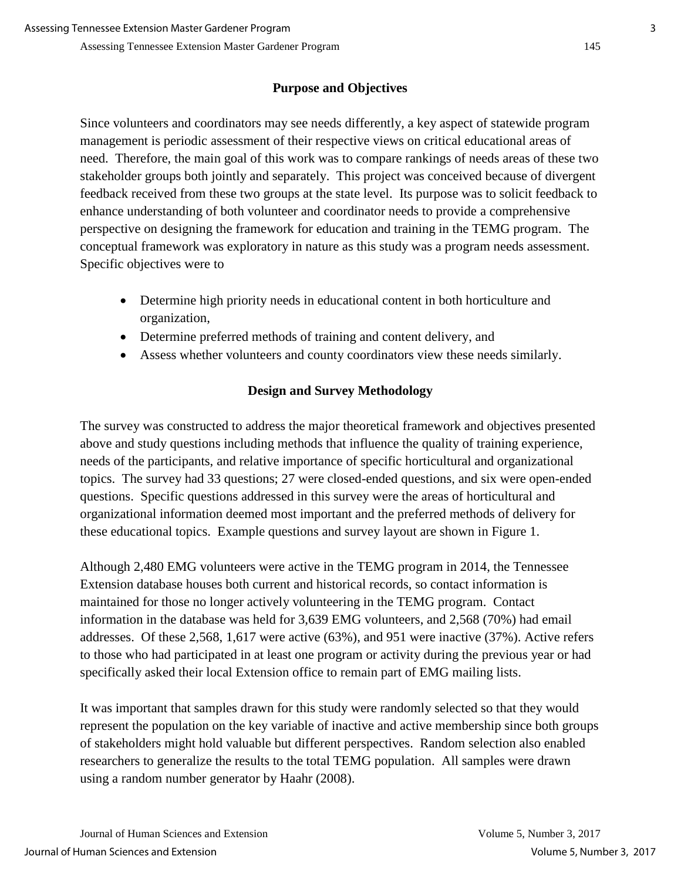## Purpose and Objectives

Since volunteers and coordinators may see needs differently, a key aspect of statewide program management is periodic assessment of their respective views on critical educational areas of need. Therefore, the main goal of this work was to compare rankings of needs areas of these two stakeholder groups both jointly and separately. This project was conceived because of divergent feedback received from these two groups at the state level. Its purpose was to solicit feedback to enhance understanding of both volunteer and coordinator needs to provide a comprehensive perspective on designing the framework for education and training in the TEMG program. The conceptual framework was exploratory in nature as this study was a program needs assessment. Specific objectives were to

- Determine high priority needs in educational content in both horticulture and organization,
- Determine preferred methods of training and content delivery, and
- Assess whether volunteers and county coordinators view these needs similarly.

## Design and Survey Methodology

The survey was constructed to address the major theoretical framework and objectives presented above and study questions including methods that influence the quality of training experience, needs of the participants, and relative importance of specific horticultural and organizational topics. The survey had 33 questions; 27 were closed-ended questions, and six were open-ended questions. Specific questions addressed in this survey were the areas of horticultural and organizational information deemed most important and the preferred methods of delivery for these educational topics. Example questions and survey layout are shown in Figure 1.

Although 2,480 EMG volunteers were active in the TEMG program in 2014, the Tennessee Extension database houses both current and historical records, so contact information is maintained for those no longer actively volunteering in the TEMG program. Contact information in the database was held for 3,639 EMG volunteers, and 2,568 (70%) had email addresses. Of these 2,568, 1,617 were active (63%), and 951 were inactive (37%). Active refers to those who had participated in at least one program or activity during the previous year or had specifically asked their local Extension office to remain part of EMG mailing lists.

It was important that samples drawn for this study were randomly selected so that they would represent the population on the key variable of inactive and active membership since both groups of stakeholders might hold valuable but different perspectives. Random selection also enabled researchers to generalize the results to the total TEMG population. All samples were drawn using a random number generator by Haahr (2008).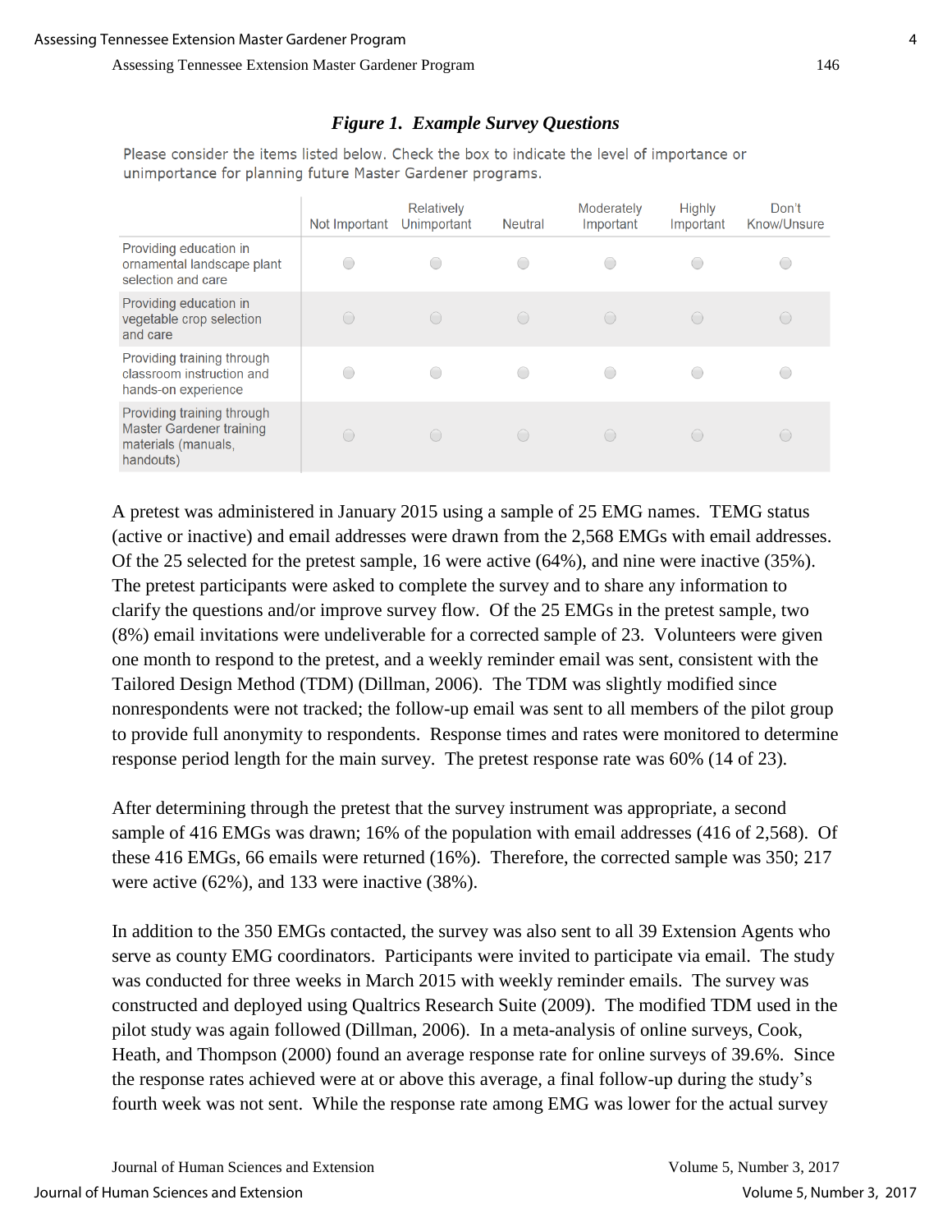*Figure 1. Example Survey Questions*

Please consider the items listed below. Check the box to indicate the level of importance or unimportance for planning future Master Gardener programs.

| | Not Important | Relatively Unimportant | Neutral | Moderately Important | Highly Important | Don't Know/Unsure |
|---|---|---|---|---|---|---|
| Providing education in ornamental landscape plant selection and care | ○ | ○ | ○ | ○ | ○ | ○ |
| Providing education in vegetable crop selection and care | ○ | ○ | ○ | ○ | ○ | ○ |
| Providing training through classroom instruction and hands-on experience | ○ | ○ | ○ | ○ | ○ | ○ |
| Providing training through Master Gardener training materials (manuals, handouts) | ○ | ○ | ○ | ○ | ○ | ○ |

A pretest was administered in January 2015 using a sample of 25 EMG names. TEMG status (active or inactive) and email addresses were drawn from the 2,568 EMGs with email addresses. Of the 25 selected for the pretest sample, 16 were active (64%), and nine were inactive (35%). The pretest participants were asked to complete the survey and to share any information to clarify the questions and/or improve survey flow. Of the 25 EMGs in the pretest sample, two (8%) email invitations were undeliverable for a corrected sample of 23. Volunteers were given one month to respond to the pretest, and a weekly reminder email was sent, consistent with the Tailored Design Method (TDM) (Dillman, 2006). The TDM was slightly modified since nonrespondents were not tracked; the follow-up email was sent to all members of the pilot group to provide full anonymity to respondents. Response times and rates were monitored to determine response period length for the main survey. The pretest response rate was 60% (14 of 23).

After determining through the pretest that the survey instrument was appropriate, a second sample of 416 EMGs was drawn; 16% of the population with email addresses (416 of 2,568). Of these 416 EMGs, 66 emails were returned (16%). Therefore, the corrected sample was 350; 217 were active (62%), and 133 were inactive (38%).

In addition to the 350 EMGs contacted, the survey was also sent to all 39 Extension Agents who serve as county EMG coordinators. Participants were invited to participate via email. The study was conducted for three weeks in March 2015 with weekly reminder emails. The survey was constructed and deployed using Qualtrics Research Suite (2009). The modified TDM used in the pilot study was again followed (Dillman, 2006). In a meta-analysis of online surveys, Cook, Heath, and Thompson (2000) found an average response rate for online surveys of 39.6%. Since the response rates achieved were at or above this average, a final follow-up during the study's fourth week was not sent. While the response rate among EMG was lower for the actual survey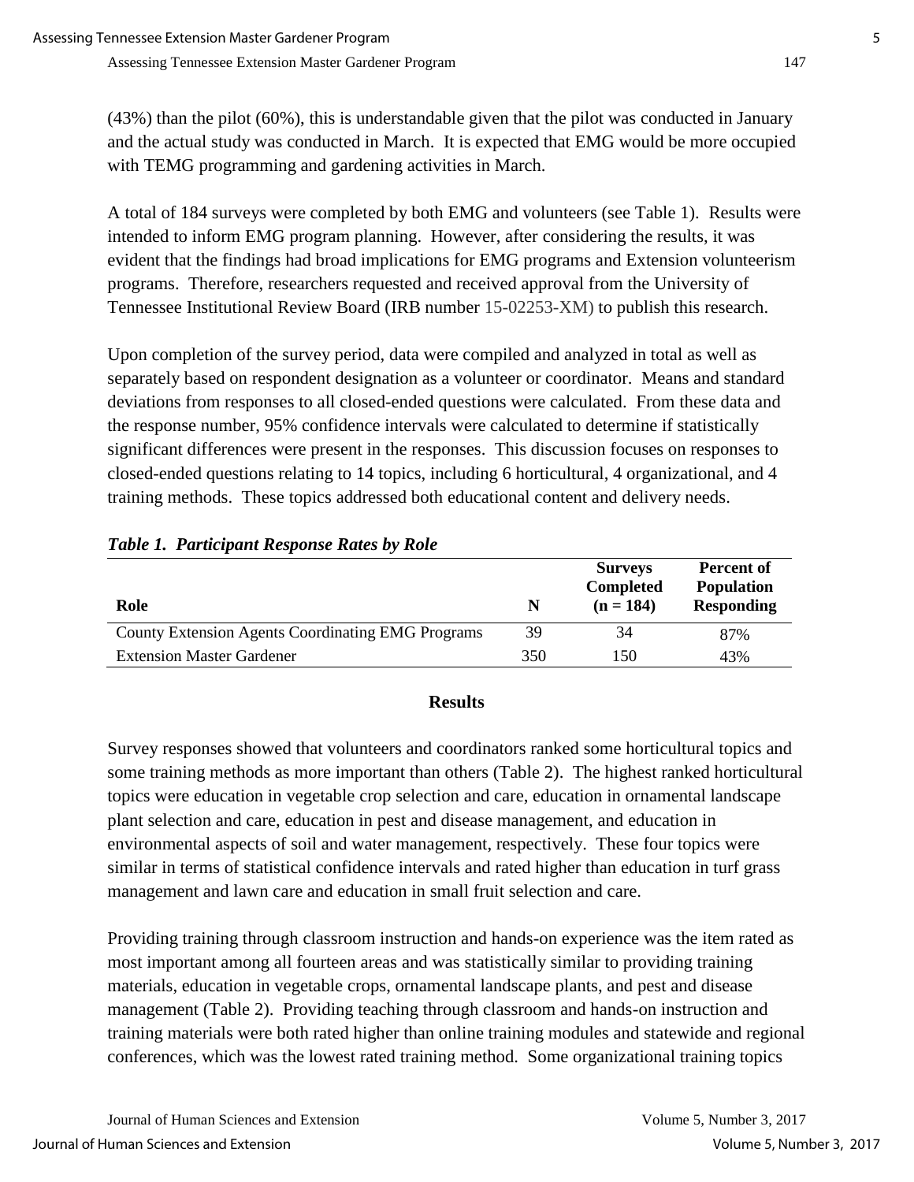(43%) than the pilot (60%), this is understandable given that the pilot was conducted in January and the actual study was conducted in March. It is expected that EMG would be more occupied with TEMG programming and gardening activities in March.

A total of 184 surveys were completed by both EMG and volunteers (see Table 1). Results were intended to inform EMG program planning. However, after considering the results, it was evident that the findings had broad implications for EMG programs and Extension volunteerism programs. Therefore, researchers requested and received approval from the University of Tennessee Institutional Review Board (IRB number 15-02253-XM) to publish this research.

Upon completion of the survey period, data were compiled and analyzed in total as well as separately based on respondent designation as a volunteer or coordinator. Means and standard deviations from responses to all closed-ended questions were calculated. From these data and the response number, 95% confidence intervals were calculated to determine if statistically significant differences were present in the responses. This discussion focuses on responses to closed-ended questions relating to 14 topics, including 6 horticultural, 4 organizational, and 4 training methods. These topics addressed both educational content and delivery needs.

***Table 1. Participant Response Rates by Role***

| Role | N | Surveys Completed (n = 184) | Percent of Population Responding |
|---|---|---|---|
| County Extension Agents Coordinating EMG Programs | 39 | 34 | 87% |
| Extension Master Gardener | 350 | 150 | 43% |

## Results

Survey responses showed that volunteers and coordinators ranked some horticultural topics and some training methods as more important than others (Table 2). The highest ranked horticultural topics were education in vegetable crop selection and care, education in ornamental landscape plant selection and care, education in pest and disease management, and education in environmental aspects of soil and water management, respectively. These four topics were similar in terms of statistical confidence intervals and rated higher than education in turf grass management and lawn care and education in small fruit selection and care.

Providing training through classroom instruction and hands-on experience was the item rated as most important among all fourteen areas and was statistically similar to providing training materials, education in vegetable crops, ornamental landscape plants, and pest and disease management (Table 2). Providing teaching through classroom and hands-on instruction and training materials were both rated higher than online training modules and statewide and regional conferences, which was the lowest rated training method. Some organizational training topics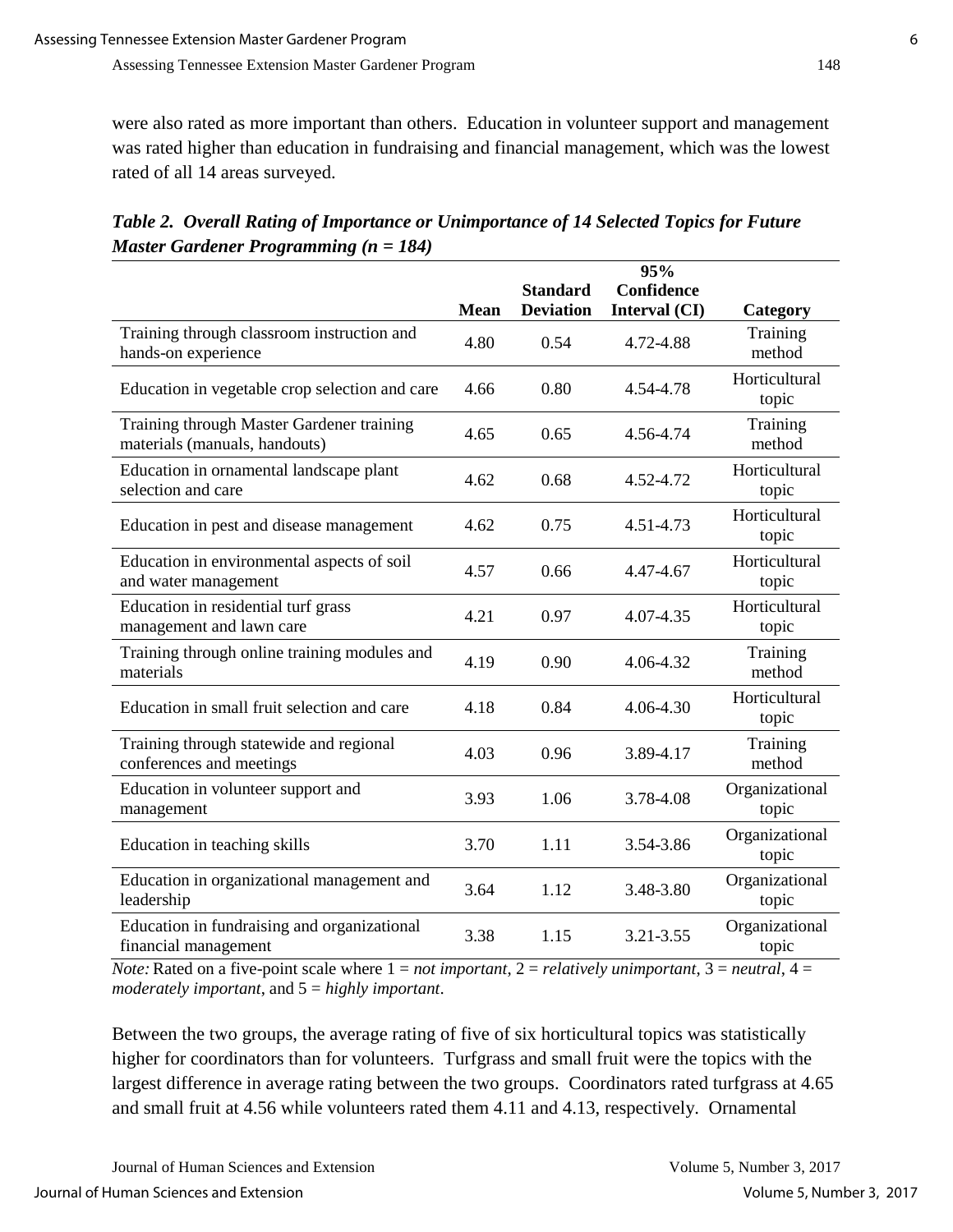were also rated as more important than others. Education in volunteer support and management was rated higher than education in fundraising and financial management, which was the lowest rated of all 14 areas surveyed.

***Table 2. Overall Rating of Importance or Unimportance of 14 Selected Topics for Future Master Gardener Programming (n = 184)***

| | Mean | Standard Deviation | 95% Confidence Interval (CI) | Category |
|---|---|---|---|---|
| Training through classroom instruction and hands-on experience | 4.80 | 0.54 | 4.72-4.88 | Training method |
| Education in vegetable crop selection and care | 4.66 | 0.80 | 4.54-4.78 | Horticultural topic |
| Training through Master Gardener training materials (manuals, handouts) | 4.65 | 0.65 | 4.56-4.74 | Training method |
| Education in ornamental landscape plant selection and care | 4.62 | 0.68 | 4.52-4.72 | Horticultural topic |
| Education in pest and disease management | 4.62 | 0.75 | 4.51-4.73 | Horticultural topic |
| Education in environmental aspects of soil and water management | 4.57 | 0.66 | 4.47-4.67 | Horticultural topic |
| Education in residential turf grass management and lawn care | 4.21 | 0.97 | 4.07-4.35 | Horticultural topic |
| Training through online training modules and materials | 4.19 | 0.90 | 4.06-4.32 | Training method |
| Education in small fruit selection and care | 4.18 | 0.84 | 4.06-4.30 | Horticultural topic |
| Training through statewide and regional conferences and meetings | 4.03 | 0.96 | 3.89-4.17 | Training method |
| Education in volunteer support and management | 3.93 | 1.06 | 3.78-4.08 | Organizational topic |
| Education in teaching skills | 3.70 | 1.11 | 3.54-3.86 | Organizational topic |
| Education in organizational management and leadership | 3.64 | 1.12 | 3.48-3.80 | Organizational topic |
| Education in fundraising and organizational financial management | 3.38 | 1.15 | 3.21-3.55 | Organizational topic |

*Note:* Rated on a five-point scale where 1 = *not important*, 2 = *relatively unimportant*, 3 = *neutral*, 4 = *moderately important*, and 5 = *highly important*.

Between the two groups, the average rating of five of six horticultural topics was statistically higher for coordinators than for volunteers. Turfgrass and small fruit were the topics with the largest difference in average rating between the two groups. Coordinators rated turfgrass at 4.65 and small fruit at 4.56 while volunteers rated them 4.11 and 4.13, respectively. Ornamental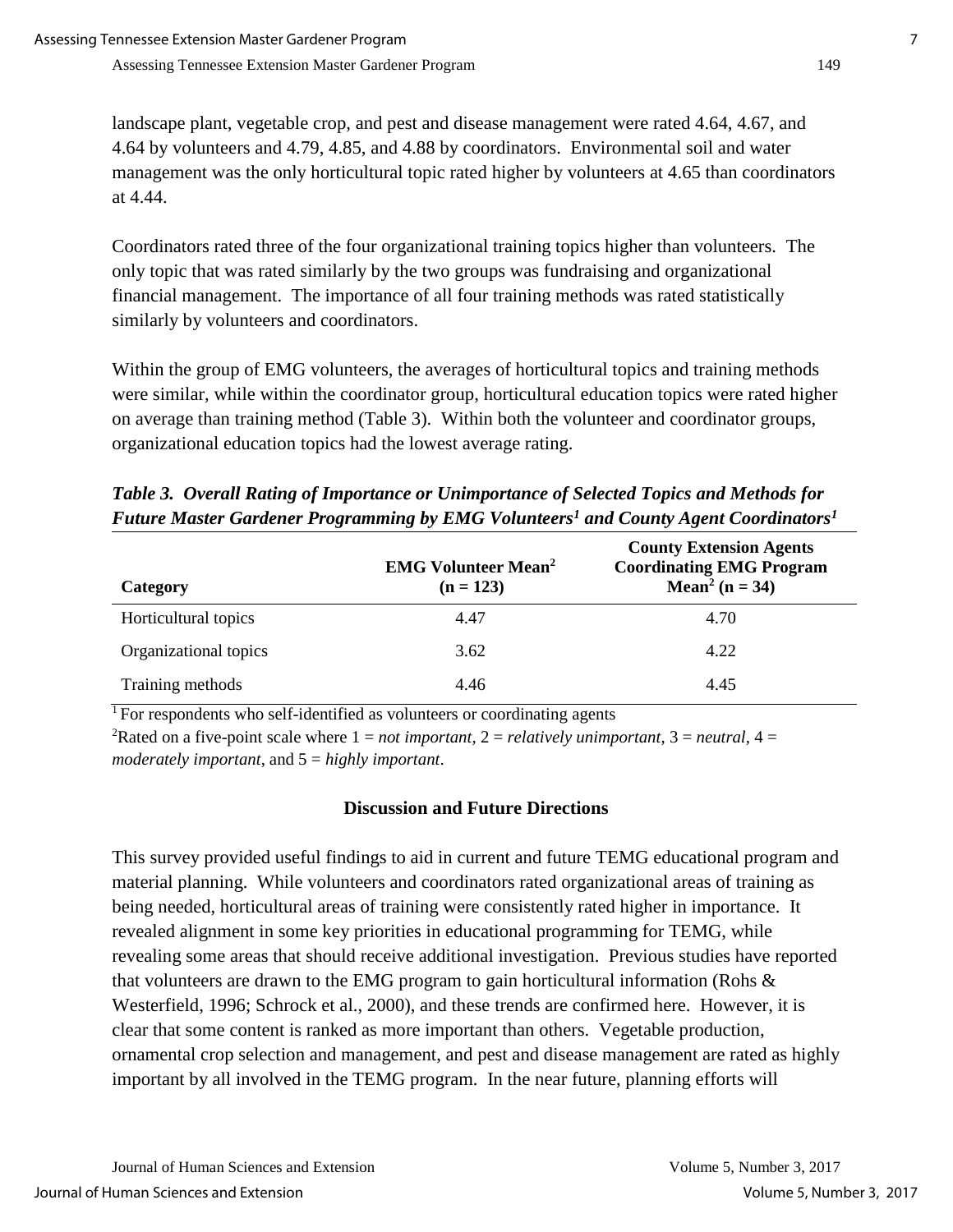landscape plant, vegetable crop, and pest and disease management were rated 4.64, 4.67, and 4.64 by volunteers and 4.79, 4.85, and 4.88 by coordinators. Environmental soil and water management was the only horticultural topic rated higher by volunteers at 4.65 than coordinators at 4.44.

Coordinators rated three of the four organizational training topics higher than volunteers. The only topic that was rated similarly by the two groups was fundraising and organizational financial management. The importance of all four training methods was rated statistically similarly by volunteers and coordinators.

Within the group of EMG volunteers, the averages of horticultural topics and training methods were similar, while within the coordinator group, horticultural education topics were rated higher on average than training method (Table 3). Within both the volunteer and coordinator groups, organizational education topics had the lowest average rating.

***Table 3. Overall Rating of Importance or Unimportance of Selected Topics and Methods for Future Master Gardener Programming by EMG Volunteers[1] and County Agent Coordinators[1]***

| Category | EMG Volunteer Mean[2] (n = 123) | County Extension Agents Coordinating EMG Program Mean[2] (n = 34) |
|---|---|---|
| Horticultural topics | 4.47 | 4.70 |
| Organizational topics | 3.62 | 4.22 |
| Training methods | 4.46 | 4.45 |

[1] For respondents who self-identified as volunteers or coordinating agents

[2] Rated on a five-point scale where 1 = *not important*, 2 = *relatively unimportant*, 3 = *neutral*, 4 = *moderately important*, and 5 = *highly important*.

## Discussion and Future Directions

This survey provided useful findings to aid in current and future TEMG educational program and material planning. While volunteers and coordinators rated organizational areas of training as being needed, horticultural areas of training were consistently rated higher in importance. It revealed alignment in some key priorities in educational programming for TEMG, while revealing some areas that should receive additional investigation. Previous studies have reported that volunteers are drawn to the EMG program to gain horticultural information (Rohs & Westerfield, 1996; Schrock et al., 2000), and these trends are confirmed here. However, it is clear that some content is ranked as more important than others. Vegetable production, ornamental crop selection and management, and pest and disease management are rated as highly important by all involved in the TEMG program. In the near future, planning efforts will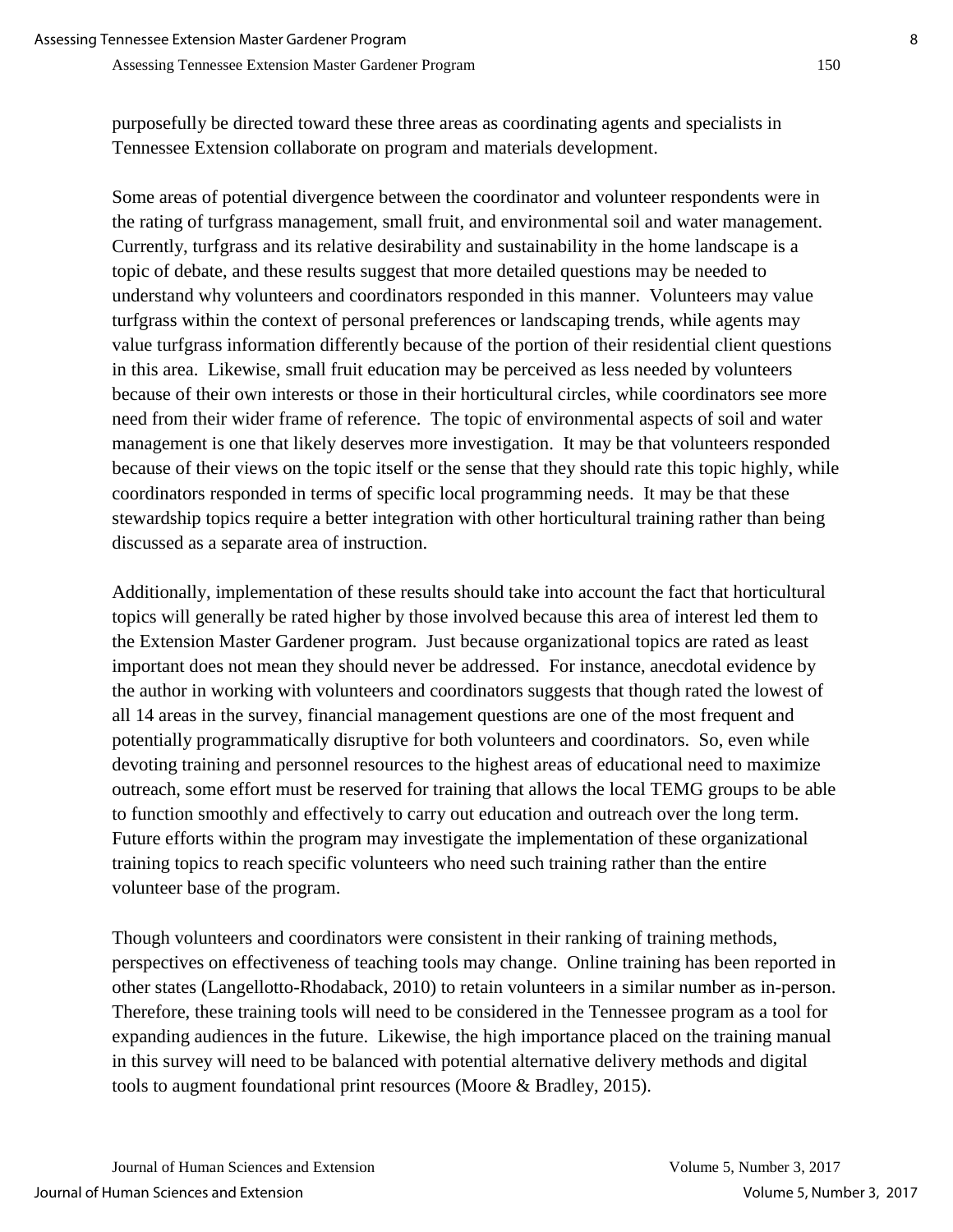purposefully be directed toward these three areas as coordinating agents and specialists in Tennessee Extension collaborate on program and materials development.

Some areas of potential divergence between the coordinator and volunteer respondents were in the rating of turfgrass management, small fruit, and environmental soil and water management. Currently, turfgrass and its relative desirability and sustainability in the home landscape is a topic of debate, and these results suggest that more detailed questions may be needed to understand why volunteers and coordinators responded in this manner. Volunteers may value turfgrass within the context of personal preferences or landscaping trends, while agents may value turfgrass information differently because of the portion of their residential client questions in this area. Likewise, small fruit education may be perceived as less needed by volunteers because of their own interests or those in their horticultural circles, while coordinators see more need from their wider frame of reference. The topic of environmental aspects of soil and water management is one that likely deserves more investigation. It may be that volunteers responded because of their views on the topic itself or the sense that they should rate this topic highly, while coordinators responded in terms of specific local programming needs. It may be that these stewardship topics require a better integration with other horticultural training rather than being discussed as a separate area of instruction.

Additionally, implementation of these results should take into account the fact that horticultural topics will generally be rated higher by those involved because this area of interest led them to the Extension Master Gardener program. Just because organizational topics are rated as least important does not mean they should never be addressed. For instance, anecdotal evidence by the author in working with volunteers and coordinators suggests that though rated the lowest of all 14 areas in the survey, financial management questions are one of the most frequent and potentially programmatically disruptive for both volunteers and coordinators. So, even while devoting training and personnel resources to the highest areas of educational need to maximize outreach, some effort must be reserved for training that allows the local TEMG groups to be able to function smoothly and effectively to carry out education and outreach over the long term. Future efforts within the program may investigate the implementation of these organizational training topics to reach specific volunteers who need such training rather than the entire volunteer base of the program.

Though volunteers and coordinators were consistent in their ranking of training methods, perspectives on effectiveness of teaching tools may change. Online training has been reported in other states (Langellotto-Rhodaback, 2010) to retain volunteers in a similar number as in-person. Therefore, these training tools will need to be considered in the Tennessee program as a tool for expanding audiences in the future. Likewise, the high importance placed on the training manual in this survey will need to be balanced with potential alternative delivery methods and digital tools to augment foundational print resources (Moore & Bradley, 2015).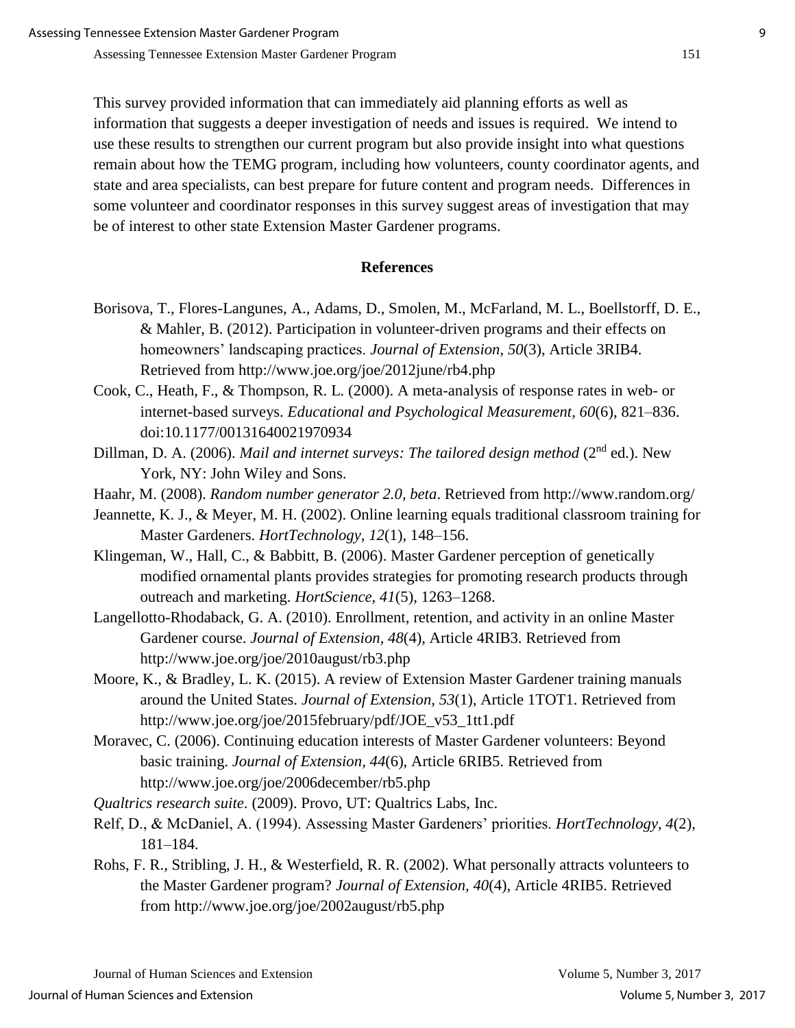This survey provided information that can immediately aid planning efforts as well as information that suggests a deeper investigation of needs and issues is required. We intend to use these results to strengthen our current program but also provide insight into what questions remain about how the TEMG program, including how volunteers, county coordinator agents, and state and area specialists, can best prepare for future content and program needs. Differences in some volunteer and coordinator responses in this survey suggest areas of investigation that may be of interest to other state Extension Master Gardener programs.

## References

Borisova, T., Flores-Langunes, A., Adams, D., Smolen, M., McFarland, M. L., Boellstorff, D. E., & Mahler, B. (2012). Participation in volunteer-driven programs and their effects on homeowners' landscaping practices. *Journal of Extension*, *50*(3), Article 3RIB4. Retrieved from http://www.joe.org/joe/2012june/rb4.php

Cook, C., Heath, F., & Thompson, R. L. (2000). A meta-analysis of response rates in web- or internet-based surveys. *Educational and Psychological Measurement, 60*(6), 821–836. doi:10.1177/00131640021970934

Dillman, D. A. (2006). *Mail and internet surveys: The tailored design method* (2nd ed.). New York, NY: John Wiley and Sons.

Haahr, M. (2008). *Random number generator 2.0, beta*. Retrieved from http://www.random.org/

Jeannette, K. J., & Meyer, M. H. (2002). Online learning equals traditional classroom training for Master Gardeners. *HortTechnology, 12*(1), 148–156.

Klingeman, W., Hall, C., & Babbitt, B. (2006). Master Gardener perception of genetically modified ornamental plants provides strategies for promoting research products through outreach and marketing. *HortScience, 41*(5), 1263–1268.

Langellotto-Rhodaback, G. A. (2010). Enrollment, retention, and activity in an online Master Gardener course. *Journal of Extension, 48*(4), Article 4RIB3. Retrieved from http://www.joe.org/joe/2010august/rb3.php

Moore, K., & Bradley, L. K. (2015). A review of Extension Master Gardener training manuals around the United States. *Journal of Extension, 53*(1), Article 1TOT1. Retrieved from http://www.joe.org/joe/2015february/pdf/JOE_v53_1tt1.pdf

Moravec, C. (2006). Continuing education interests of Master Gardener volunteers: Beyond basic training. *Journal of Extension, 44*(6), Article 6RIB5. Retrieved from http://www.joe.org/joe/2006december/rb5.php

*Qualtrics research suite*. (2009). Provo, UT: Qualtrics Labs, Inc.

Relf, D., & McDaniel, A. (1994). Assessing Master Gardeners' priorities. *HortTechnology, 4*(2), 181–184.

Rohs, F. R., Stribling, J. H., & Westerfield, R. R. (2002). What personally attracts volunteers to the Master Gardener program? *Journal of Extension, 40*(4), Article 4RIB5. Retrieved from http://www.joe.org/joe/2002august/rb5.php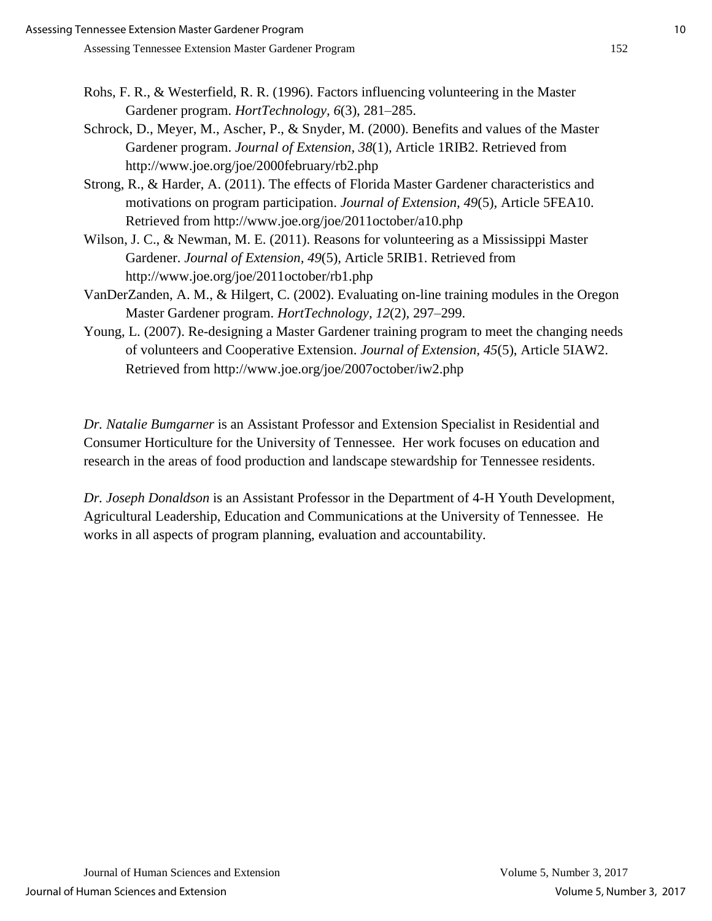Rohs, F. R., & Westerfield, R. R. (1996). Factors influencing volunteering in the Master Gardener program. *HortTechnology, 6*(3), 281–285.

Schrock, D., Meyer, M., Ascher, P., & Snyder, M. (2000). Benefits and values of the Master Gardener program. *Journal of Extension, 38*(1), Article 1RIB2. Retrieved from http://www.joe.org/joe/2000february/rb2.php

Strong, R., & Harder, A. (2011). The effects of Florida Master Gardener characteristics and motivations on program participation. *Journal of Extension, 49*(5), Article 5FEA10. Retrieved from http://www.joe.org/joe/2011october/a10.php

Wilson, J. C., & Newman, M. E. (2011). Reasons for volunteering as a Mississippi Master Gardener. *Journal of Extension, 49*(5), Article 5RIB1. Retrieved from http://www.joe.org/joe/2011october/rb1.php

VanDerZanden, A. M., & Hilgert, C. (2002). Evaluating on-line training modules in the Oregon Master Gardener program. *HortTechnology, 12*(2), 297–299.

Young, L. (2007). Re-designing a Master Gardener training program to meet the changing needs of volunteers and Cooperative Extension. *Journal of Extension, 45*(5), Article 5IAW2. Retrieved from http://www.joe.org/joe/2007october/iw2.php

*Dr. Natalie Bumgarner* is an Assistant Professor and Extension Specialist in Residential and Consumer Horticulture for the University of Tennessee. Her work focuses on education and research in the areas of food production and landscape stewardship for Tennessee residents.

*Dr. Joseph Donaldson* is an Assistant Professor in the Department of 4-H Youth Development, Agricultural Leadership, Education and Communications at the University of Tennessee. He works in all aspects of program planning, evaluation and accountability.